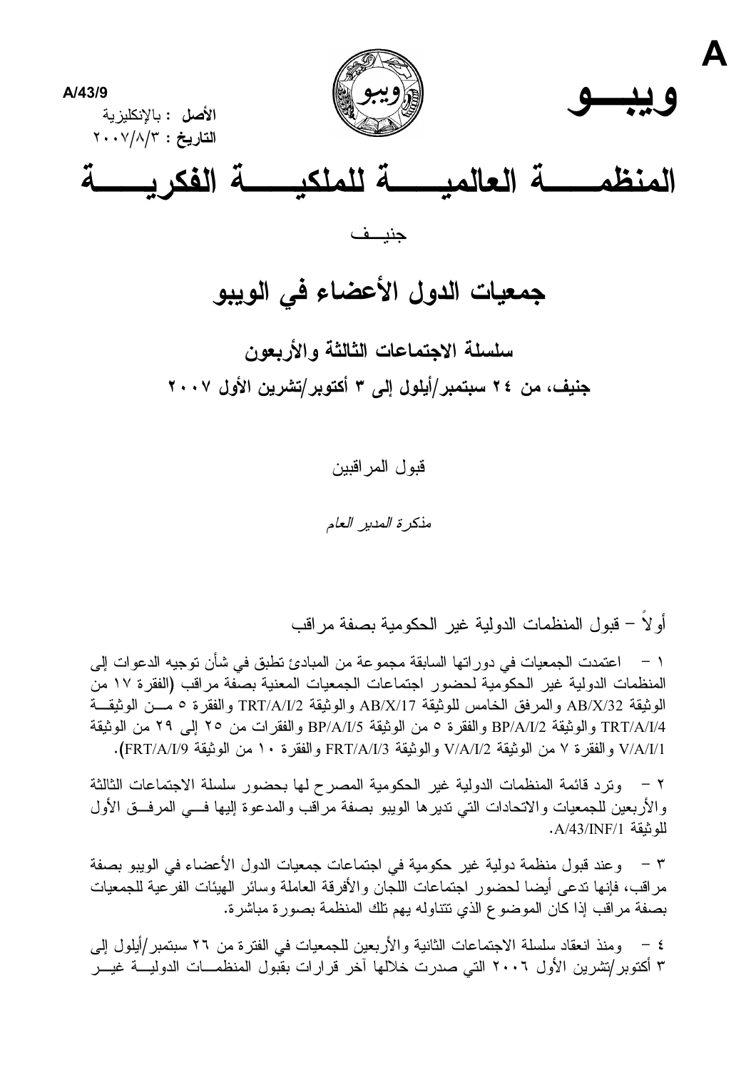**A**

**A/43/9**

**الأصل** : بالإنكليزية
**التاريخ** : ٢٠٠٧/٨/٣

**ويبـــو**

# المنظمــــة العالميــــة للملكيــــة الفكريــــة

جنيــف

## جمعيات الدول الأعضاء في الويبو

### سلسلة الاجتماعات الثالثة والأربعون

### جنيف، من ٢٤ سبتمبر/أيلول إلى ٣ أكتوبر/تشرين الأول ٢٠٠٧

قبول المراقبين

*مذكرة المدير العام*

أولاً – قبول المنظمات الدولية غير الحكومية بصفة مراقب

١ – اعتمدت الجمعيات في دوراتها السابقة مجموعة من المبادئ تطبق في شأن توجيه الدعوات إلى المنظمات الدولية غير الحكومية لحضور اجتماعات الجمعيات المعنية بصفة مراقب (الفقرة ١٧ من الوثيقة AB/X/32 والمرفق الخامس للوثيقة AB/X/17 والوثيقة TRT/A/I/2 والفقرة ٥ مـن الوثيقـة TRT/A/I/4 والوثيقة BP/A/I/2 والفقرة ٥ من الوثيقة BP/A/I/5 والفقرات من ٢٥ إلى ٢٩ من الوثيقة V/A/I/1 والفقرة ٧ من الوثيقة V/A/I/2 والوثيقة FRT/A/I/3 والفقرة ١٠ من الوثيقة FRT/A/I/9).

٢ – وترد قائمة المنظمات الدولية غير الحكومية المصرح لها بحضور سلسلة الاجتماعات الثالثة والأربعين للجمعيات والاتحادات التي تديرها الويبو بصفة مراقب والمدعوة إليها فـي المرفـق الأول للوثيقة A/43/INF/1.

٣ – وعند قبول منظمة دولية غير حكومية في اجتماعات جمعيات الدول الأعضاء في الويبو بصفة مراقب، فإنها تدعى أيضا لحضور اجتماعات اللجان والأفرقة العاملة وسائر الهيئات الفرعية للجمعيات بصفة مراقب إذا كان الموضوع الذي تتناوله يهم تلك المنظمة بصورة مباشرة.

٤ – ومنذ انعقاد سلسلة الاجتماعات الثانية والأربعين للجمعيات في الفترة من ٢٦ سبتمبر/أيلول إلى ٣ أكتوبر/تشرين الأول ٢٠٠٦ التي صدرت خلالها آخر قرارات بقبول المنظمـات الدوليـة غيـر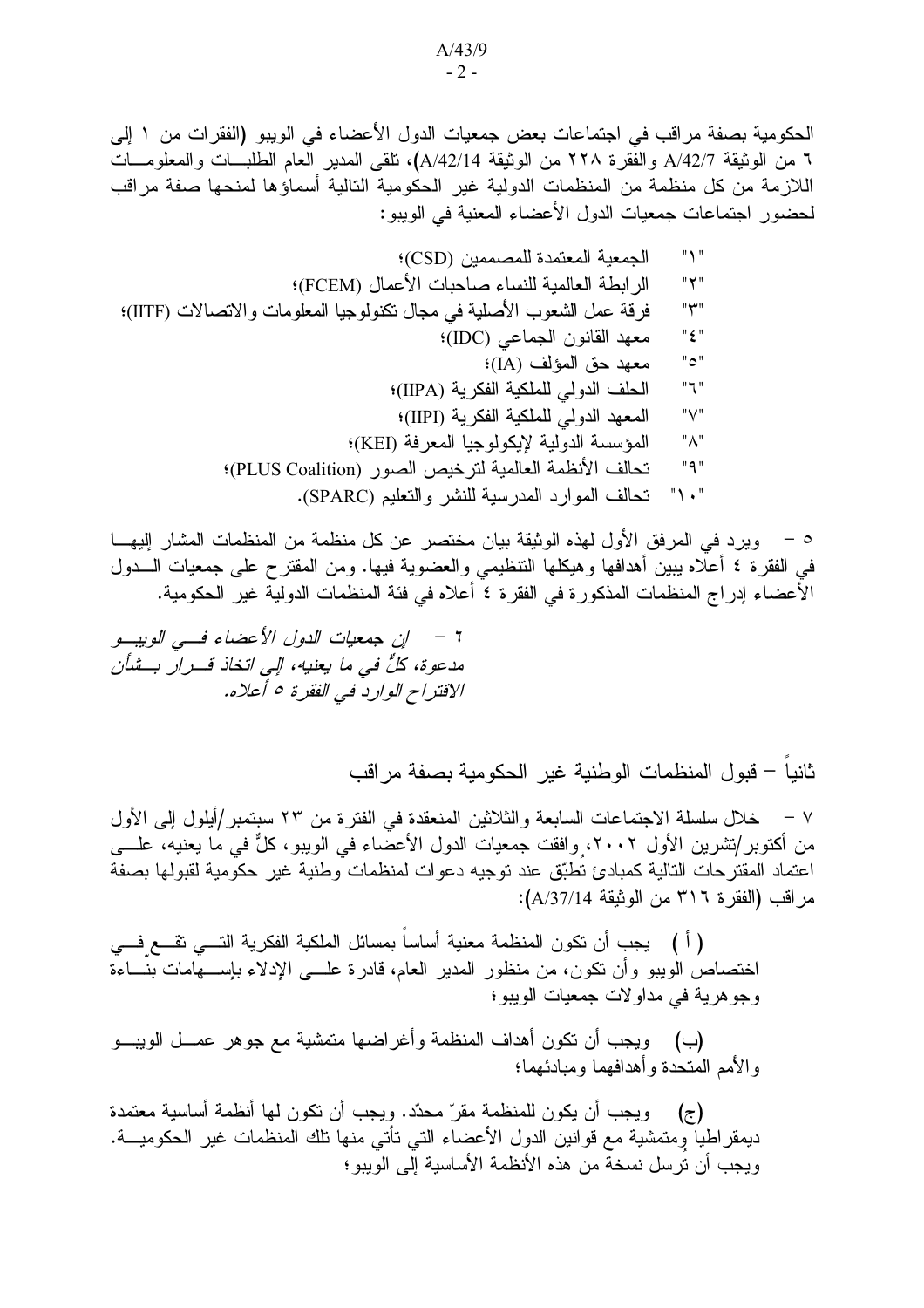الحكومية بصفة مراقب في اجتماعات بعض جمعيات الدول الأعضاء في الويبو (الفقرات من ١ إلى ٦ من الوثيقة A/42/7 والفقرة ٢٢٨ من الوثيقة A/42/14)، تلقى المدير العام الطلبات والمعلومات اللازمة من كل منظمة من المنظمات الدولية غير الحكومية التالية أسماؤها لمنحها صفة مراقب لحضور اجتماعات جمعيات الدول الأعضاء المعنية في الويبو:

"١" الجمعية المعتمدة للمصممين (CSD)؛
"٢" الرابطة العالمية للنساء صاحبات الأعمال (FCEM)؛
"٣" فرقة عمل الشعوب الأصلية في مجال تكنولوجيا المعلومات والاتصالات (IITF)؛
"٤" معهد القانون الجماعي (IDC)؛
"٥" معهد حق المؤلف (IA)؛
"٦" الحلف الدولي للملكية الفكرية (IIPA)؛
"٧" المعهد الدولي للملكية الفكرية (IIPI)؛
"٨" المؤسسة الدولية لإيكولوجيا المعرفة (KEI)؛
"٩" تحالف الأنظمة العالمية لترخيص الصور (PLUS Coalition)؛
"١٠" تحالف الموارد المدرسية للنشر والتعليم (SPARC).

٥ – ويرد في المرفق الأول لهذه الوثيقة بيان مختصر عن كل منظمة من المنظمات المشار إليها في الفقرة ٤ أعلاه يبين أهدافها وهيكلها التنظيمي والعضوية فيها. ومن المقترح على جمعيات الدول الأعضاء إدراج المنظمات المذكورة في الفقرة ٤ أعلاه في فئة المنظمات الدولية غير الحكومية.

*٦ – إن جمعيات الدول الأعضاء في الويبو مدعوة، كلٌّ في ما يعنيه، إلى اتخاذ قرار بشأن الاقتراح الوارد في الفقرة ٥ أعلاه.*

## ثانياً – قبول المنظمات الوطنية غير الحكومية بصفة مراقب

٧ – خلال سلسلة الاجتماعات السابعة والثلاثين المنعقدة في الفترة من ٢٣ سبتمبر/أيلول إلى الأول من أكتوبر/تشرين الأول ٢٠٠٢، وافقت جمعيات الدول الأعضاء في الويبو، كلٌّ في ما يعنيه، على اعتماد المقترحات التالية كمبادئ تُطبّق عند توجيه دعوات لمنظمات وطنية غير حكومية لقبولها بصفة مراقب (الفقرة ٣١٦ من الوثيقة A/37/14):

(أ) يجب أن تكون المنظمة معنية أساساً بمسائل الملكية الفكرية التي تقع في اختصاص الويبو وأن تكون، من منظور المدير العام، قادرة على الإدلاء بإسهامات بنّاءة وجوهرية في مداولات جمعيات الويبو؛

(ب) ويجب أن تكون أهداف المنظمة وأغراضها متمشية مع جوهر عمل الويبو والأمم المتحدة وأهدافهما ومبادئهما؛

(ج) ويجب أن يكون للمنظمة مقرّ محدّد. ويجب أن تكون لها أنظمة أساسية معتمدة ديمقراطيا ومتمشية مع قوانين الدول الأعضاء التي تأتي منها تلك المنظمات غير الحكومية. ويجب أن ترسل نسخة من هذه الأنظمة الأساسية إلى الويبو؛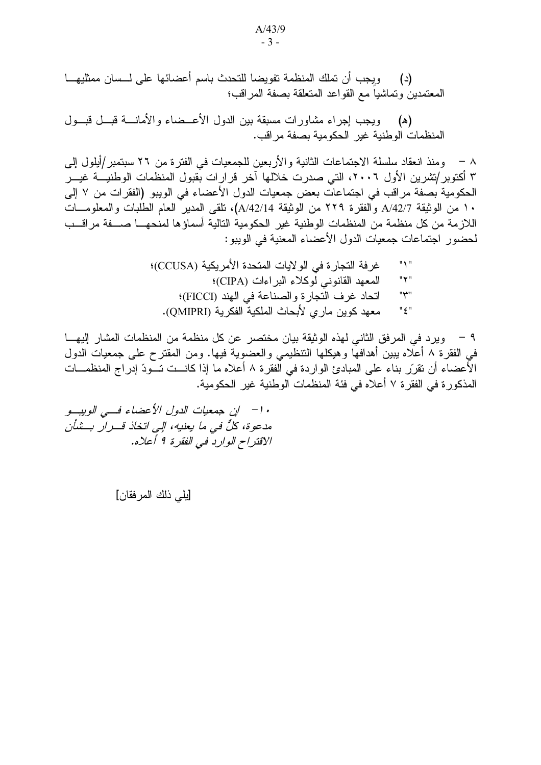(د) ويجب أن تملك المنظمة تفويضا للتحدث باسم أعضائها على لسان ممثليها المعتمدين وتماشياً مع القواعد المتعلقة بصفة المراقب؛

(ه) ويجب إجراء مشاورات مسبقة بين الدول الأعضاء والأمانة قبل قبول المنظمات الوطنية غير الحكومية بصفة مراقب.

٨ – ومنذ انعقاد سلسلة الاجتماعات الثانية والأربعين للجمعيات في الفترة من ٢٦ سبتمبر/أيلول إلى ٣ أكتوبر/تشرين الأول ٢٠٠٦، التي صدرت خلالها آخر قرارات بقبول المنظمات الوطنية غير الحكومية بصفة مراقب في اجتماعات بعض جمعيات الدول الأعضاء في الويبو (الفقرات من ٧ إلى ١٠ من الوثيقة A/42/7 والفقرة ٢٢٩ من الوثيقة A/42/14)، تلقى المدير العام الطلبات والمعلومات اللازمة من كل منظمة من المنظمات الوطنية غير الحكومية التالية أسماؤها لمنحها صفة مراقب لحضور اجتماعات جمعيات الدول الأعضاء المعنية في الويبو:

"١" غرفة التجارة في الولايات المتحدة الأمريكية (CCUSA)؛
"٢" المعهد القانوني لوكلاء البراءات (CIPA)؛
"٣" اتحاد غرف التجارة والصناعة في الهند (FICCI)؛
"٤" معهد كوين ماري لأبحاث الملكية الفكرية (QMIPRI).

٩ – ويرد في المرفق الثاني لهذه الوثيقة بيان مختصر عن كل منظمة من المنظمات المشار إليها في الفقرة ٨ أعلاه يبين أهدافها وهيكلها التنظيمي والعضوية فيها. ومن المقترح على جمعيات الدول الأعضاء أن تقرّر بناء على المبادئ الواردة في الفقرة ٨ أعلاه ما إذا كانت تودّ إدراج المنظمات المذكورة في الفقرة ٧ أعلاه في فئة المنظمات الوطنية غير الحكومية.

*١٠ – إن جمعيات الدول الأعضاء في الويبو مدعوة، كلٌّ في ما يعنيه، إلى اتخاذ قرار بشأن الاقتراح الوارد في الفقرة ٩ أعلاه.*

[يلي ذلك المرفقان]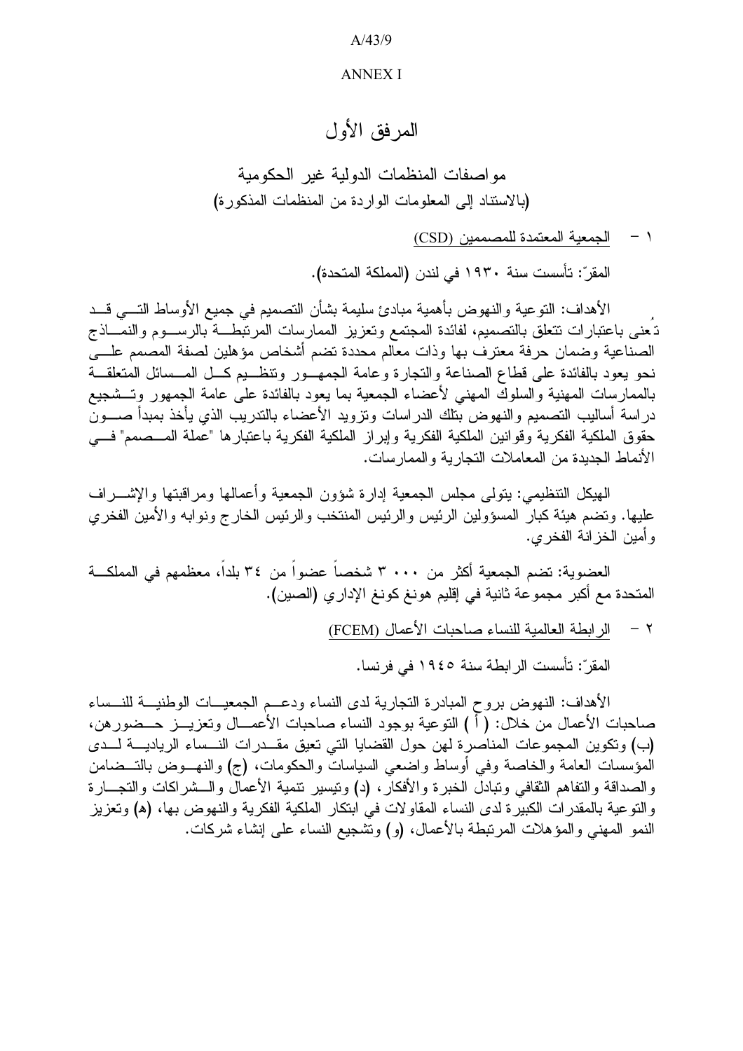ANNEX I

# المرفق الأول

## مواصفات المنظمات الدولية غير الحكومية
**(بالاستناد إلى المعلومات الواردة من المنظمات المذكورة)**

١ - الجمعية المعتمدة للمصممين (CSD)

المقرّ: تأسست سنة ١٩٣٠ في لندن (المملكة المتحدة).

الأهداف: التوعية والنهوض بأهمية مبادئ سليمة بشأن التصميم في جميع الأوساط التي قد تُعنى باعتبارات تتعلق بالتصميم، لفائدة المجتمع وتعزيز الممارسات المرتبطة بالرسوم والنماذج الصناعية وضمان حرفة معترف بها وذات معالم محددة تضم أشخاص مؤهلين لصفة المصمم على نحو يعود بالفائدة على قطاع الصناعة والتجارة وعامة الجمهور وتنظيم كل المسائل المتعلقة بالممارسات المهنية والسلوك المهني لأعضاء الجمعية بما يعود بالفائدة على عامة الجمهور وتشجيع دراسة أساليب التصميم والنهوض بتلك الدراسات وتزويد الأعضاء بالتدريب الذي يأخذ بمبدأ صون حقوق الملكية الفكرية وقوانين الملكية الفكرية وإبراز الملكية الفكرية باعتبارها "عملة المصمم" في الأنماط الجديدة من المعاملات التجارية والممارسات.

الهيكل التنظيمي: يتولى مجلس الجمعية إدارة شؤون الجمعية وأعمالها ومراقبتها والإشراف عليها. وتضم هيئة كبار المسؤولين الرئيس والرئيس المنتخب والرئيس الخارج ونوابه والأمين الفخري وأمين الخزانة الفخري.

العضوية: تضم الجمعية أكثر من ٣ ٠٠٠ شخصاً عضواً من ٣٤ بلداً، معظمهم في المملكة المتحدة مع أكبر مجموعة ثانية في إقليم هونغ كونغ الإداري (الصين).

٢ - الرابطة العالمية للنساء صاحبات الأعمال (FCEM)

المقرّ: تأسست الرابطة سنة ١٩٤٥ في فرنسا.

الأهداف: النهوض بروح المبادرة التجارية لدى النساء ودعم الجمعيات الوطنية للنساء صاحبات الأعمال من خلال: (أ) التوعية بوجود النساء صاحبات الأعمال وتعزيز حضورهن، (ب) وتكوين المجموعات المناصرة لهن حول القضايا التي تعيق مقدرات النساء الريادية لدى المؤسسات العامة والخاصة وفي أوساط واضعي السياسات والحكومات، (ج) والنهوض بالتضامن والصداقة والتفاهم الثقافي وتبادل الخبرة والأفكار، (د) وتيسير تنمية الأعمال والشراكات والتجارة والتوعية بالمقدرات الكبيرة لدى النساء المقاولات في ابتكار الملكية الفكرية والنهوض بها، (ه) وتعزيز النمو المهني والمؤهلات المرتبطة بالأعمال، (و) وتشجيع النساء على إنشاء شركات.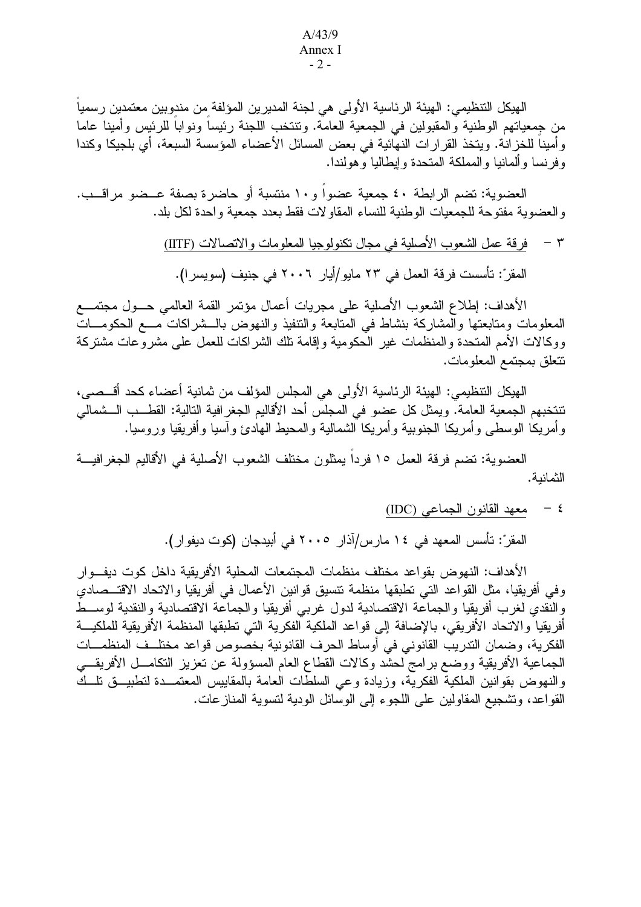الهيكل التنظيمي: الهيئة الرئاسية الأولى هي لجنة المديرين المؤلفة من مندوبين معتمدين رسمياً من جمعياتهم الوطنية والمقبولين في الجمعية العامة. وتنتخب اللجنة رئيساً ونواباً للرئيس وأميناً عاماً وأميناً للخزانة. ويتخذ القرارات النهائية في بعض المسائل الأعضاء المؤسسة السبعة، أي بلجيكا وكندا وفرنسا وألمانيا والمملكة المتحدة وإيطاليا وهولندا.

العضوية: تضم الرابطة ٤٠ جمعية عضواً و١٠ منتسبة أو حاضرة بصفة عضو مراقب. والعضوية مفتوحة للجمعيات الوطنية للنساء المقاولات فقط بعدد جمعية واحدة لكل بلد.

٣ - فرقة عمل الشعوب الأصلية في مجال تكنولوجيا المعلومات والاتصالات (IITF)

المقرّ: تأسست فرقة العمل في ٢٣ مايو/أيار ٢٠٠٦ في جنيف (سويسرا).

الأهداف: إطلاع الشعوب الأصلية على مجريات أعمال مؤتمر القمة العالمي حول مجتمع المعلومات ومتابعتها والمشاركة بنشاط في المتابعة والتنفيذ والنهوض بالشراكات مع الحكومات ووكالات الأمم المتحدة والمنظمات غير الحكومية وإقامة تلك الشراكات للعمل على مشروعات مشتركة تتعلق بمجتمع المعلومات.

الهيكل التنظيمي: الهيئة الرئاسية الأولى هي المجلس المؤلف من ثمانية أعضاء كحد أقصى، تنتخبهم الجمعية العامة. ويمثل كل عضو في المجلس أحد الأقاليم الجغرافية التالية: القطب الشمالي وأمريكا الوسطى وأمريكا الجنوبية وأمريكا الشمالية والمحيط الهادئ وآسيا وأفريقيا وروسيا.

العضوية: تضم فرقة العمل ١٥ فرداً يمثلون مختلف الشعوب الأصلية في الأقاليم الجغرافية الثمانية.

٤ - معهد القانون الجماعي (IDC)

المقرّ: تأسس المعهد في ١٤ مارس/آذار ٢٠٠٥ في أبيدجان (كوت ديفوار).

الأهداف: النهوض بقواعد مختلف منظمات المجتمعات المحلية الأفريقية داخل كوت ديفوار وفي أفريقيا، مثل القواعد التي تطبقها منظمة تنسيق قوانين الأعمال في أفريقيا والاتحاد الاقتصادي والنقدي لغرب أفريقيا والجماعة الاقتصادية لدول غربي أفريقيا والجماعة الاقتصادية والنقدية لوسط أفريقيا والاتحاد الأفريقي، بالإضافة إلى قواعد الملكية الفكرية التي تطبقها المنظمة الأفريقية للملكية الفكرية، وضمان التدريب القانوني في أوساط الحرف القانونية بخصوص قواعد مختلف المنظمات الجماعية الأفريقية ووضع برامج لحشد وكالات القطاع العام المسؤولة عن تعزيز التكامل الأفريقي والنهوض بقوانين الملكية الفكرية، وزيادة وعي السلطات العامة بالمقاييس المعتمدة لتطبيق تلك القواعد، وتشجيع المقاولين على اللجوء إلى الوسائل الودية لتسوية المنازعات.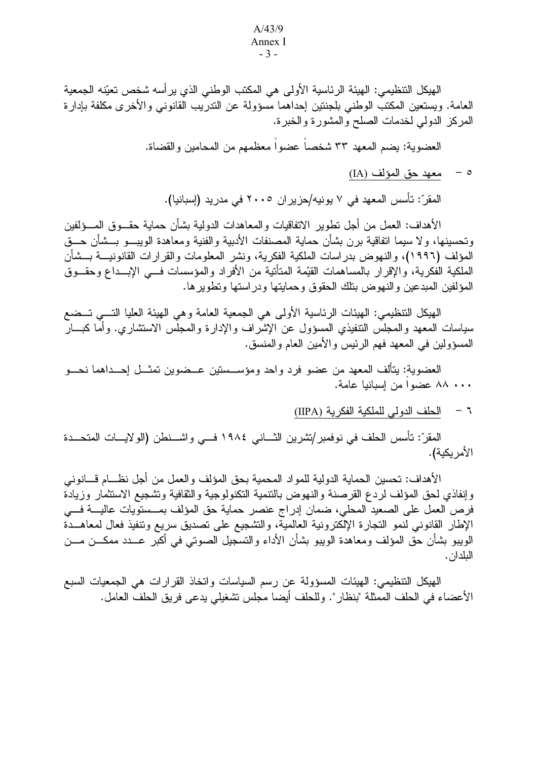الهيكل التنظيمي: الهيئة الرئاسية الأولى هي المكتب الوطني الذي يرأسه شخص تعيّنه الجمعية العامة. ويستعين المكتب الوطني بلجنتين إحداهما مسؤولة عن التدريب القانوني والأخرى مكلفة بإدارة المركز الدولي لخدمات الصلح والمشورة والخبرة.

العضوية: يضم المعهد ٣٣ شخصاً عضواً معظمهم من المحامين والقضاة.

٥ - معهد حق المؤلف (IA)

المقرّ: تأسس المعهد في ٧ يونيه/حزيران ٢٠٠٥ في مدريد (إسبانيا).

الأهداف: العمل من أجل تطوير الاتفاقيات والمعاهدات الدولية بشأن حماية حقوق المؤلفين وتحسينها، ولا سيما اتفاقية برن بشأن حماية المصنفات الأدبية والفنية ومعاهدة الويبو بشأن حق المؤلف (١٩٩٦)، والنهوض بدراسات الملكية الفكرية، ونشر المعلومات والقرارات القانونية بشأن الملكية الفكرية، والإقرار بالمساهمات القيّمة المتأتية من الأفراد والمؤسسات في الإبداع وحقوق المؤلفين المبدعين والنهوض بتلك الحقوق وحمايتها ودراستها وتطويرها.

الهيكل التنظيمي: الهيئات الرئاسية الأولى هي الجمعية العامة وهي الهيئة العليا التي تضع سياسات المعهد والمجلس التنفيذي المسؤول عن الإشراف والإدارة والمجلس الاستشاري. وأما كبار المسؤولين في المعهد فهم الرئيس والأمين العام والمنسق.

العضوية: يتألف المعهد من عضو فرد واحد ومؤسستين عضوين تمثل إحداهما نحو ٨٨ ٠٠٠ عضواً من إسبانيا عامة.

٦ - الحلف الدولي للملكية الفكرية (IIPA)

المقرّ: تأسس الحلف في نوفمبر/تشرين الثاني ١٩٨٤ في واشنطن (الولايات المتحدة الأمريكية).

الأهداف: تحسين الحماية الدولية للمواد المحمية بحق المؤلف والعمل من أجل نظام قانوني وإنفاذي لحق المؤلف لردع القرصنة والنهوض بالتنمية التكنولوجية والثقافية وتشجيع الاستثمار وزيادة فرص العمل على الصعيد المحلي، ضمان إدراج عنصر حماية حق المؤلف بمستويات عالية في الإطار القانوني لنمو التجارة الإلكترونية العالمية، والتشجيع على تصديق سريع وتنفيذ فعال لمعاهدة الويبو بشأن حق المؤلف ومعاهدة الويبو بشأن الأداء والتسجيل الصوتي في أكبر عدد ممكن من البلدان.

الهيكل التنظيمي: الهيئات المسؤولة عن رسم السياسات واتخاذ القرارات هي الجمعيات السبع الأعضاء في الحلف الممثلة "بنظار". وللحلف أيضا مجلس تشغيلي يدعى فريق الحلف العامل.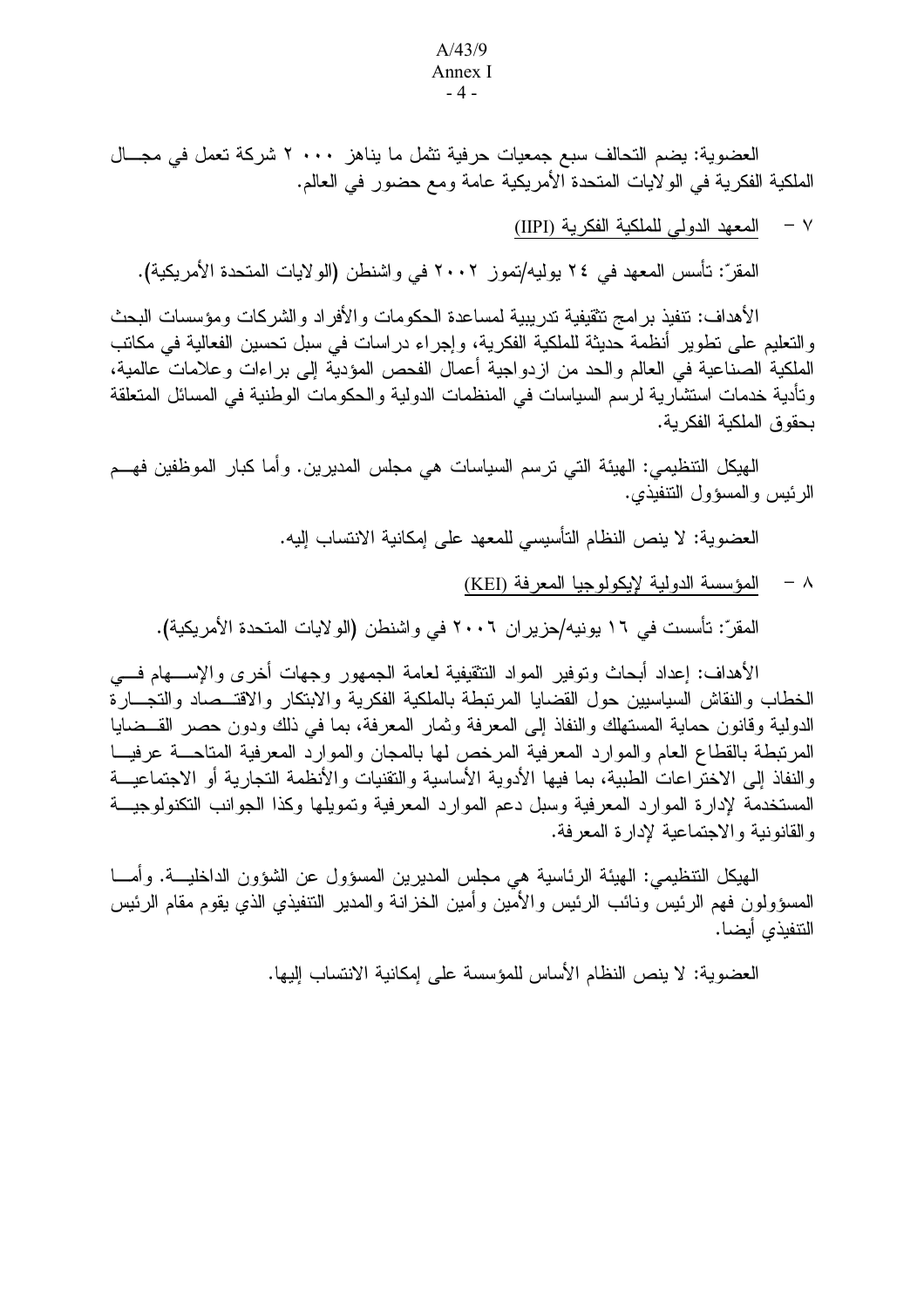العضوية: يضم التحالف سبع جمعيات حرفية تشمل ما يناهز ٢٠٠٠ شركة تعمل في مجال الملكية الفكرية في الولايات المتحدة الأمريكية عامة ومع حضور في العالم.

٧ - المعهد الدولي للملكية الفكرية (IIPI)

المقرّ: تأسس المعهد في ٢٤ يوليه/تموز ٢٠٠٢ في واشنطن (الولايات المتحدة الأمريكية).

الأهداف: تنفيذ برامج تثقيفية تدريبية لمساعدة الحكومات والأفراد والشركات ومؤسسات البحث والتعليم على تطوير أنظمة حديثة للملكية الفكرية، وإجراء دراسات في سبل تحسين الفعالية في مكاتب الملكية الصناعية في العالم والحد من ازدواجية أعمال الفحص المؤدية إلى براءات وعلامات عالمية، وتأدية خدمات استشارية لرسم السياسات في المنظمات الدولية والحكومات الوطنية في المسائل المتعلقة بحقوق الملكية الفكرية.

الهيكل التنظيمي: الهيئة التي ترسم السياسات هي مجلس المديرين. وأما كبار الموظفين فهم الرئيس والمسؤول التنفيذي.

العضوية: لا ينص النظام التأسيسي للمعهد على إمكانية الانتساب إليه.

٨ - المؤسسة الدولية لإيكولوجيا المعرفة (KEI)

المقرّ: تأسست في ١٦ يونيه/حزيران ٢٠٠٦ في واشنطن (الولايات المتحدة الأمريكية).

الأهداف: إعداد أبحاث وتوفير المواد التثقيفية لعامة الجمهور وجهات أخرى والإسهام في الخطاب والنقاش السياسيين حول القضايا المرتبطة بالملكية الفكرية والابتكار والاقتصاد والتجارة الدولية وقانون حماية المستهلك والنفاذ إلى المعرفة وثمار المعرفة، بما في ذلك ودون حصر القضايا المرتبطة بالقطاع العام والموارد المعرفية المرخص لها بالمجان والموارد المعرفية المتاحة عرفيا والنفاذ إلى الاختراعات الطبية، بما فيها الأدوية الأساسية والتقنيات والأنظمة التجارية أو الاجتماعية المستخدمة لإدارة الموارد المعرفية وسبل دعم الموارد المعرفية وتمويلها وكذا الجوانب التكنولوجية والقانونية والاجتماعية لإدارة المعرفة.

الهيكل التنظيمي: الهيئة الرئاسية هي مجلس المديرين المسؤول عن الشؤون الداخلية. وأما المسؤولون فهم الرئيس ونائب الرئيس والأمين وأمين الخزانة والمدير التنفيذي الذي يقوم مقام الرئيس التنفيذي أيضا.

العضوية: لا ينص النظام الأساس للمؤسسة على إمكانية الانتساب إليها.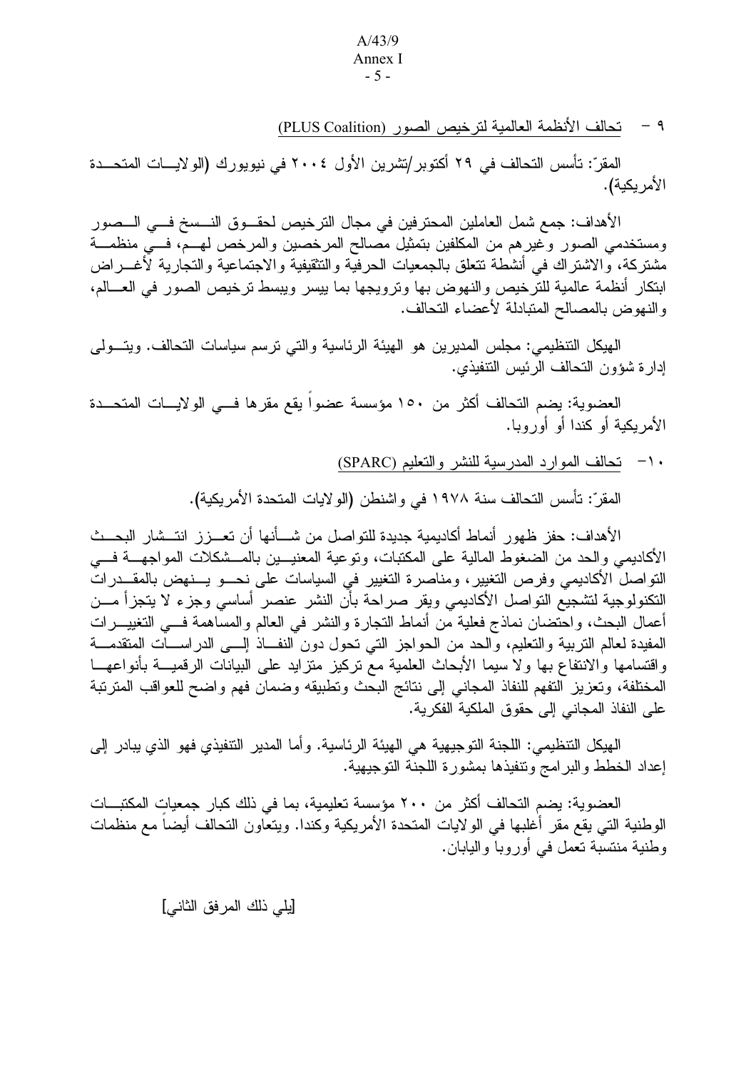٩ - تحالف الأنظمة العالمية لترخيص الصور (PLUS Coalition)

المقرّ: تأسس التحالف في ٢٩ أكتوبر/تشرين الأول ٢٠٠٤ في نيويورك (الولايات المتحدة الأمريكية).

الأهداف: جمع شمل العاملين المحترفين في مجال الترخيص لحقوق النسخ في الصور ومستخدمي الصور وغيرهم من المكلفين بتمثيل مصالح المرخصين والمرخص لهم، في منظمة مشتركة، والاشتراك في أنشطة تتعلق بالجمعيات الحرفية والتثقيفية والاجتماعية والتجارية لأغراض ابتكار أنظمة عالمية للترخيص والنهوض بها وترويجها بما ييسر ويبسط ترخيص الصور في العالم، والنهوض بالمصالح المتبادلة لأعضاء التحالف.

الهيكل التنظيمي: مجلس المديرين هو الهيئة الرئاسية والتي ترسم سياسات التحالف. ويتولى إدارة شؤون التحالف الرئيس التنفيذي.

العضوية: يضم التحالف أكثر من ١٥٠ مؤسسة عضواً يقع مقرها في الولايات المتحدة الأمريكية أو كندا أو أوروبا.

١٠- تحالف الموارد المدرسية للنشر والتعليم (SPARC)

المقرّ: تأسس التحالف سنة ١٩٧٨ في واشنطن (الولايات المتحدة الأمريكية).

الأهداف: حفز ظهور أنماط أكاديمية جديدة للتواصل من شأنها أن تعزز انتشار البحث الأكاديمي والحد من الضغوط المالية على المكتبات، وتوعية المعنيين بالمشكلات المواجهة في التواصل الأكاديمي وفرص التغيير، ومناصرة التغيير في السياسات على نحو ينهض بالمقدرات التكنولوجية لتشجيع التواصل الأكاديمي ويقر صراحة بأن النشر عنصر أساسي وجزء لا يتجزأ من أعمال البحث، واحتضان نماذج فعلية من أنماط التجارة والنشر في العالم والمساهمة في التغييرات المفيدة لعالم التربية والتعليم، والحد من الحواجز التي تحول دون النفاذ إلى الدراسات المتقدمة واقتسامها والانتفاع بها ولا سيما الأبحاث العلمية مع تركيز متزايد على البيانات الرقمية بأنواعها المختلفة، وتعزيز التفهم للنفاذ المجاني إلى نتائج البحث وتطبيقه وضمان فهم واضح للعواقب المترتبة على النفاذ المجاني إلى حقوق الملكية الفكرية.

الهيكل التنظيمي: اللجنة التوجيهية هي الهيئة الرئاسية. وأما المدير التنفيذي فهو الذي يبادر إلى إعداد الخطط والبرامج وتنفيذها بمشورة اللجنة التوجيهية.

العضوية: يضم التحالف أكثر من ٢٠٠ مؤسسة تعليمية، بما في ذلك كبار جمعيات المكتبات الوطنية التي يقع مقر أغلبها في الولايات المتحدة الأمريكية وكندا. ويتعاون التحالف أيضاً مع منظمات وطنية منتسبة تعمل في أوروبا واليابان.

[يلي ذلك المرفق الثاني]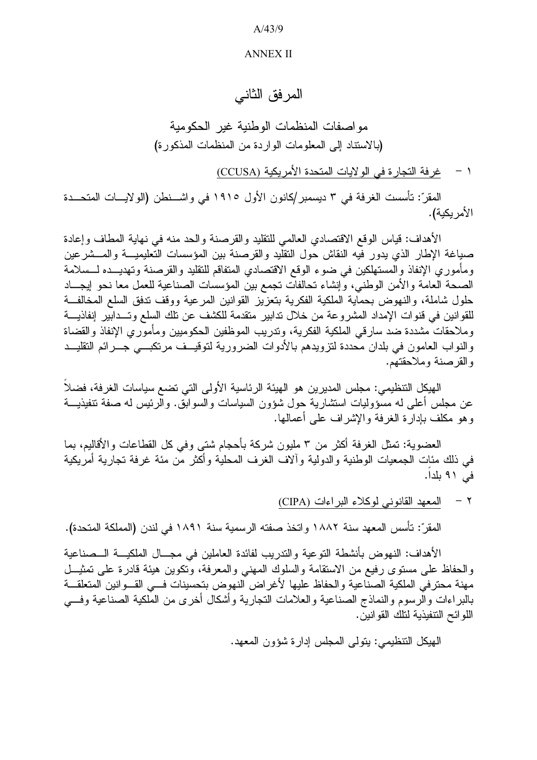ANNEX II

# المرفق الثاني

## مواصفات المنظمات الوطنية غير الحكومية
**(**بالاستناد إلى المعلومات الواردة من المنظمات المذكورة**)**

١ - غرفة التجارة في الولايات المتحدة الأمريكية (CCUSA)

المقرّ: تأسست الغرفة في ٣ ديسمبر/كانون الأول ١٩١٥ في واشنطن (الولايات المتحدة الأمريكية).

الأهداف: قياس الوقع الاقتصادي العالمي للتقليد والقرصنة والحد منه في نهاية المطاف وإعادة صياغة الإطار الذي يدور فيه النقاش حول التقليد والقرصنة بين المؤسسات التعليمية والمشرعين ومأموري الإنفاذ والمستهلكين في ضوء الوقع الاقتصادي المتفاقم للتقليد والقرصنة وتهديده لسلامة الصحة العامة والأمن الوطني، وإنشاء تحالفات تجمع بين المؤسسات الصناعية للعمل معا نحو إيجاد حلول شاملة، والنهوض بحماية الملكية الفكرية بتعزيز القوانين المرعية ووقف تدفق السلع المخالفة للقوانين في قنوات الإمداد المشروعة من خلال تدابير متقدمة للكشف عن تلك السلع وتدابير إنفاذية وملاحقات مشددة ضد سارقي الملكية الفكرية، وتدريب الموظفين الحكوميين ومأموري الإنفاذ والقضاة والنواب العامون في بلدان محددة لتزويدهم بالأدوات الضرورية لتوقيف مرتكبي جرائم التقليد والقرصنة وملاحقتهم.

الهيكل التنظيمي: مجلس المديرين هو الهيئة الرئاسية الأولى التي تضع سياسات الغرفة، فضلاً عن مجلس أعلى له مسؤوليات استشارية حول شؤون السياسات والسوابق. والرئيس له صفة تنفيذية وهو مكلف بإدارة الغرفة والإشراف على أعمالها.

العضوية: تمثل الغرفة أكثر من ٣ مليون شركة بأحجام شتى وفي كل القطاعات والأقاليم، بما في ذلك مئات الجمعيات الوطنية والدولية وآلاف الغرف المحلية وأكثر من مئة غرفة تجارية أمريكية في ٩١ بلداً.

٢ - المعهد القانوني لوكلاء البراءات (CIPA)

المقرّ: تأسس المعهد سنة ١٨٨٢ واتخذ صفته الرسمية سنة ١٨٩١ في لندن (المملكة المتحدة).

الأهداف: النهوض بأنشطة التوعية والتدريب لفائدة العاملين في مجال الملكية الصناعية والحفاظ على مستوى رفيع من الاستقامة والسلوك المهني والمعرفة، وتكوين هيئة قادرة على تمثيل مهنة محترفي الملكية الصناعية والحفاظ عليها لأغراض النهوض بتحسينات في القوانين المتعلقة بالبراءات والرسوم والنماذج الصناعية والعلامات التجارية وأشكال أخرى من الملكية الصناعية وفي اللوائح التنفيذية لتلك القوانين.

الهيكل التنظيمي: يتولى المجلس إدارة شؤون المعهد.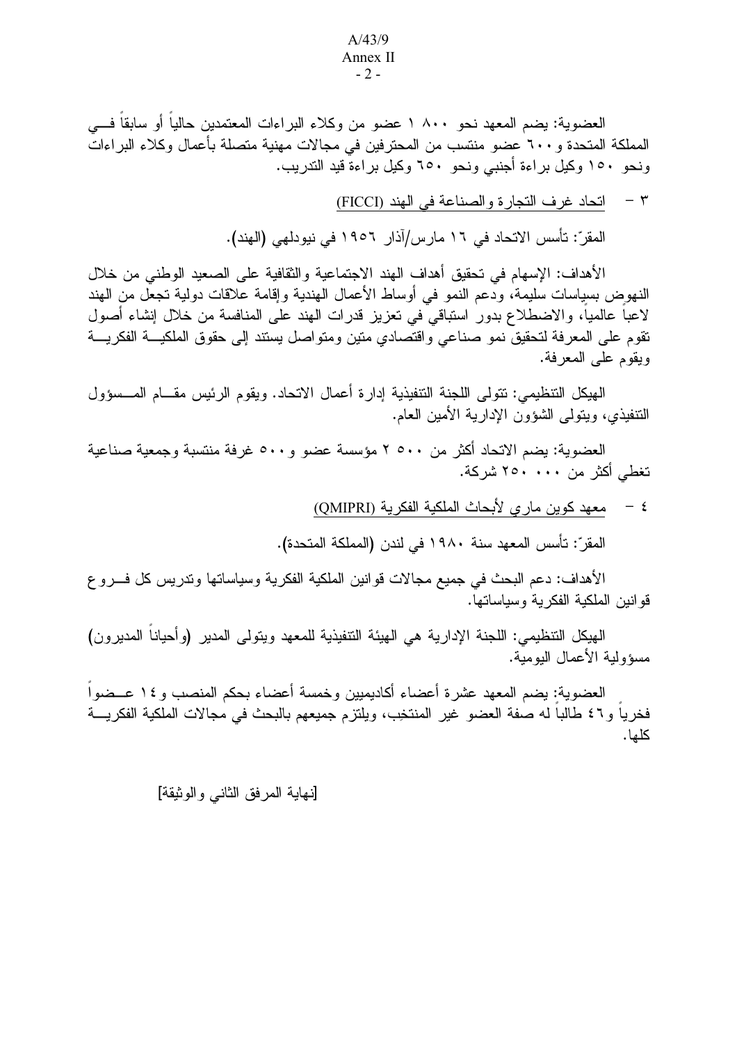العضوية: يضم المعهد نحو ١ ٨٠٠ عضو من وكلاء البراءات المعتمدين حالياً أو سابقاً في المملكة المتحدة و٦٠٠ عضو منتسب من المحترفين في مجالات مهنية متصلة بأعمال وكلاء البراءات ونحو ١٥٠ وكيل براءة أجنبي ونحو ٦٥٠ وكيل براءة قيد التدريب.

٣ – اتحاد غرف التجارة والصناعة في الهند (FICCI)

المقرّ: تأسس الاتحاد في ١٦ مارس/آذار ١٩٥٦ في نيودلهي (الهند).

الأهداف: الإسهام في تحقيق أهداف الهند الاجتماعية والثقافية على الصعيد الوطني من خلال النهوض بسياسات سليمة، ودعم النمو في أوساط الأعمال الهندية وإقامة علاقات دولية تجعل من الهند لاعباً عالمياً، والاضطلاع بدور استباقي في تعزيز قدرات الهند على المنافسة من خلال إنشاء أصول تقوم على المعرفة لتحقيق نمو صناعي واقتصادي متين ومتواصل يستند إلى حقوق الملكية الفكرية ويقوم على المعرفة.

الهيكل التنظيمي: تتولى اللجنة التنفيذية إدارة أعمال الاتحاد. ويقوم الرئيس مقام المسؤول التنفيذي، ويتولى الشؤون الإدارية الأمين العام.

العضوية: يضم الاتحاد أكثر من ٢ ٥٠٠ مؤسسة عضو و٥٠٠ غرفة منتسبة وجمعية صناعية تغطي أكثر من ٢٥٠ ٠٠٠ شركة.

٤ – معهد كوين ماري لأبحاث الملكية الفكرية (QMIPRI)

المقرّ: تأسس المعهد سنة ١٩٨٠ في لندن (المملكة المتحدة).

الأهداف: دعم البحث في جميع مجالات قوانين الملكية الفكرية وسياساتها وتدريس كل فروع قوانين الملكية الفكرية وسياساتها.

الهيكل التنظيمي: اللجنة الإدارية هي الهيئة التنفيذية للمعهد ويتولى المدير (وأحياناً المديرون) مسؤولية الأعمال اليومية.

العضوية: يضم المعهد عشرة أعضاء أكاديميين وخمسة أعضاء بحكم المنصب و١٤ عضواً فخرياً و٤٦ طالباً له صفة العضو غير المنتخِب، ويلتزم جميعهم بالبحث في مجالات الملكية الفكرية كلها.

[نهاية المرفق الثاني والوثيقة]